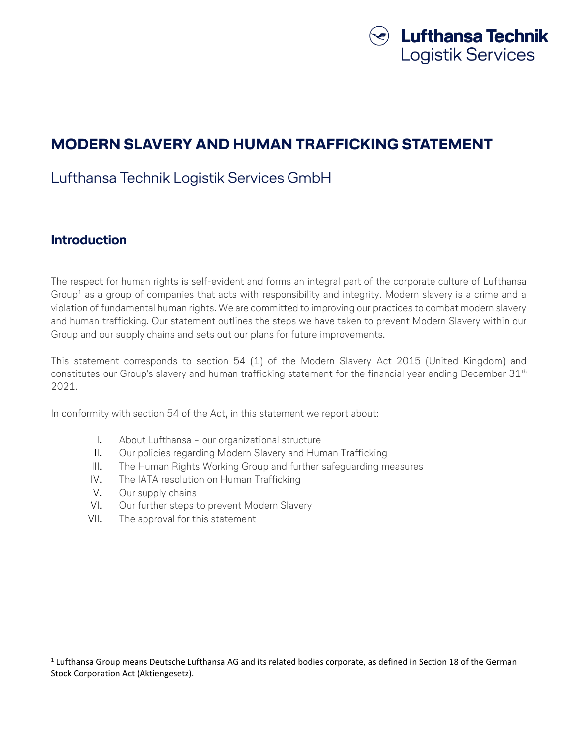# MODERN SLAVERY AND HUMAN TRAFFICKING STATEMENT

Lufthansa Technik Logistik Services GmbH

## Introduction

The respect for human rights is self-evident and forms an integral part of the corporate culture of Lufthansa Group[1] as a group of companies that acts with responsibility and integrity. Modern slavery is a crime and a violation of fundamental human rights. We are committed to improving our practices to combat modern slavery and human trafficking. Our statement outlines the steps we have taken to prevent Modern Slavery within our Group and our supply chains and sets out our plans for future improvements.

This statement corresponds to section 54 (1) of the Modern Slavery Act 2015 (United Kingdom) and constitutes our Group's slavery and human trafficking statement for the financial year ending December 31th 2021.

In conformity with section 54 of the Act, in this statement we report about:

I. About Lufthansa – our organizational structure
II. Our policies regarding Modern Slavery and Human Trafficking
III. The Human Rights Working Group and further safeguarding measures
IV. The IATA resolution on Human Trafficking
V. Our supply chains
VI. Our further steps to prevent Modern Slavery
VII. The approval for this statement

[1] Lufthansa Group means Deutsche Lufthansa AG and its related bodies corporate, as defined in Section 18 of the German Stock Corporation Act (Aktiengesetz).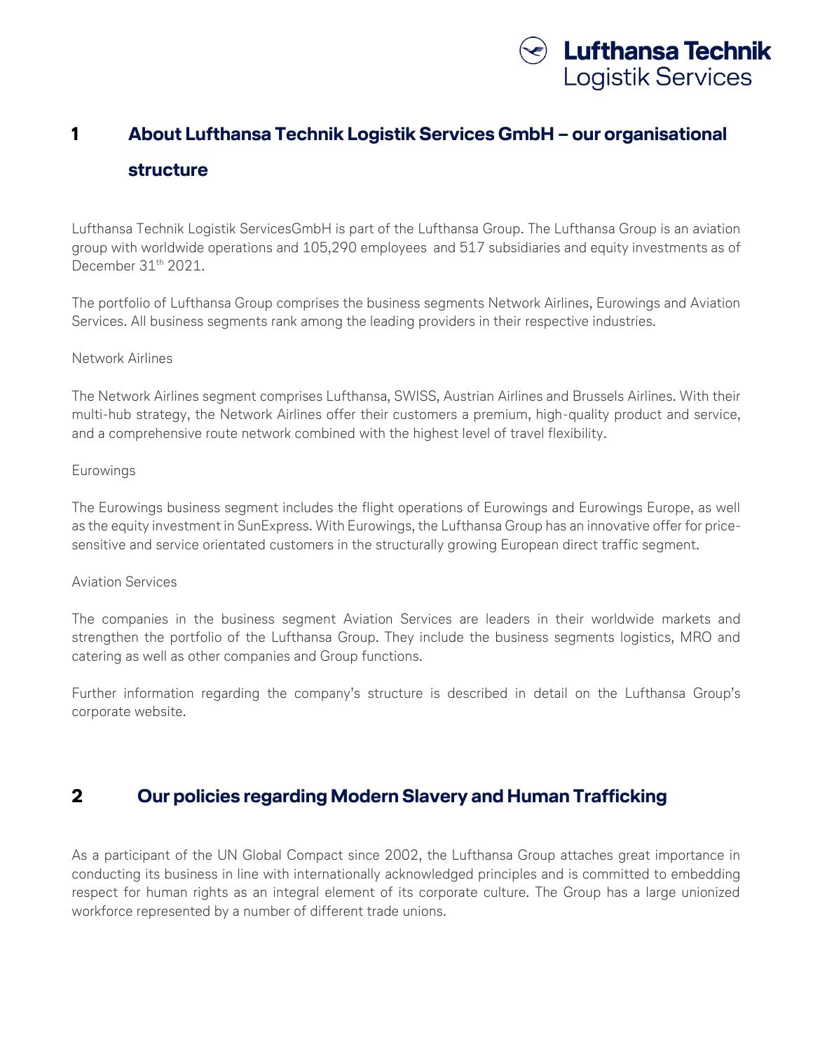# 1 About Lufthansa Technik Logistik Services GmbH – our organisational structure

Lufthansa Technik Logistik ServicesGmbH is part of the Lufthansa Group. The Lufthansa Group is an aviation group with worldwide operations and 105,290 employees and 517 subsidiaries and equity investments as of December 31[th] 2021.

The portfolio of Lufthansa Group comprises the business segments Network Airlines, Eurowings and Aviation Services. All business segments rank among the leading providers in their respective industries.

Network Airlines

The Network Airlines segment comprises Lufthansa, SWISS, Austrian Airlines and Brussels Airlines. With their multi-hub strategy, the Network Airlines offer their customers a premium, high-quality product and service, and a comprehensive route network combined with the highest level of travel flexibility.

Eurowings

The Eurowings business segment includes the flight operations of Eurowings and Eurowings Europe, as well as the equity investment in SunExpress. With Eurowings, the Lufthansa Group has an innovative offer for price-sensitive and service orientated customers in the structurally growing European direct traffic segment.

Aviation Services

The companies in the business segment Aviation Services are leaders in their worldwide markets and strengthen the portfolio of the Lufthansa Group. They include the business segments logistics, MRO and catering as well as other companies and Group functions.

Further information regarding the company's structure is described in detail on the Lufthansa Group's corporate website.

# 2 Our policies regarding Modern Slavery and Human Trafficking

As a participant of the UN Global Compact since 2002, the Lufthansa Group attaches great importance in conducting its business in line with internationally acknowledged principles and is committed to embedding respect for human rights as an integral element of its corporate culture. The Group has a large unionized workforce represented by a number of different trade unions.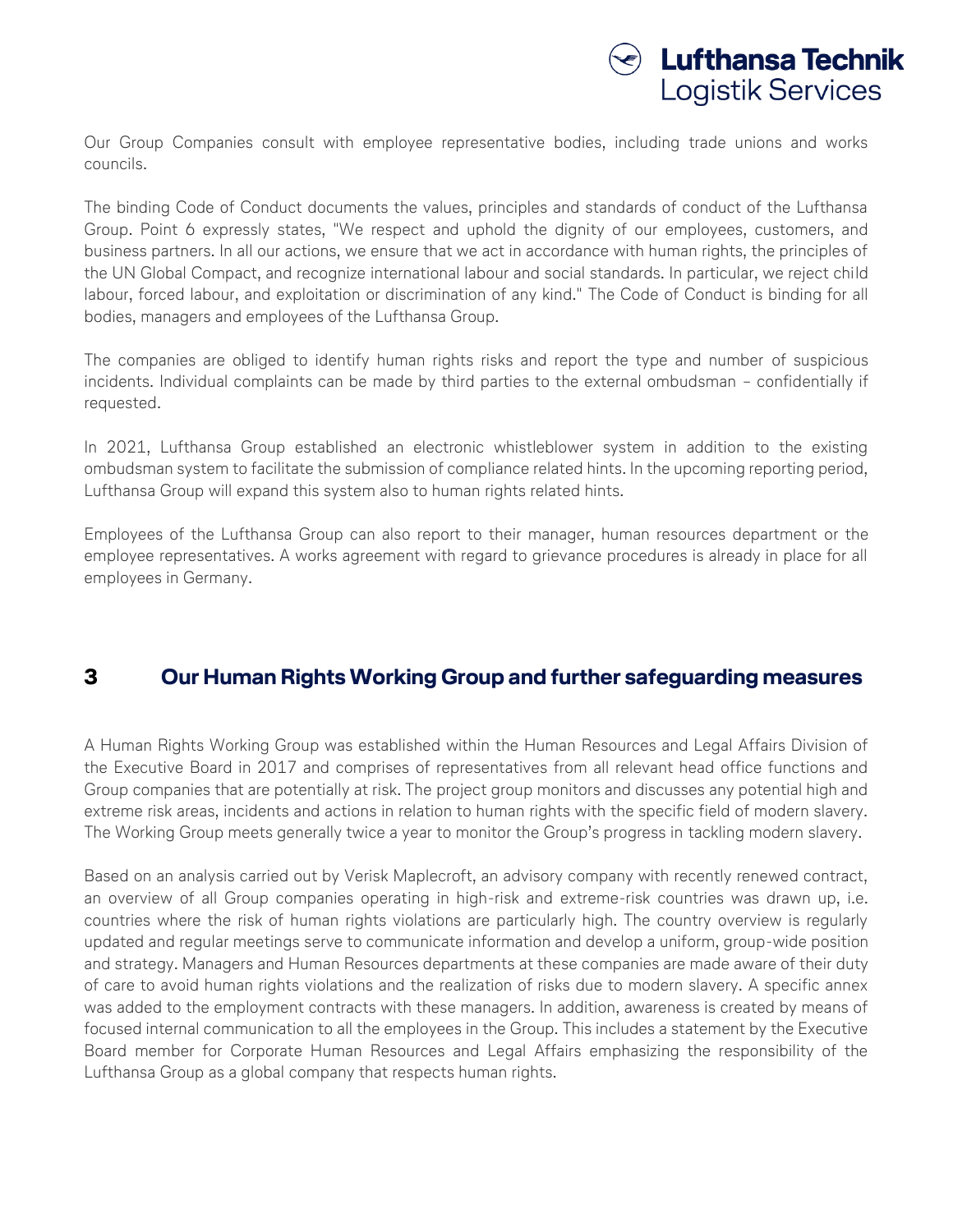Our Group Companies consult with employee representative bodies, including trade unions and works councils.

The binding Code of Conduct documents the values, principles and standards of conduct of the Lufthansa Group. Point 6 expressly states, "We respect and uphold the dignity of our employees, customers, and business partners. In all our actions, we ensure that we act in accordance with human rights, the principles of the UN Global Compact, and recognize international labour and social standards. In particular, we reject child labour, forced labour, and exploitation or discrimination of any kind." The Code of Conduct is binding for all bodies, managers and employees of the Lufthansa Group.

The companies are obliged to identify human rights risks and report the type and number of suspicious incidents. Individual complaints can be made by third parties to the external ombudsman – confidentially if requested.

In 2021, Lufthansa Group established an electronic whistleblower system in addition to the existing ombudsman system to facilitate the submission of compliance related hints. In the upcoming reporting period, Lufthansa Group will expand this system also to human rights related hints.

Employees of the Lufthansa Group can also report to their manager, human resources department or the employee representatives. A works agreement with regard to grievance procedures is already in place for all employees in Germany.

## 3 Our Human Rights Working Group and further safeguarding measures

A Human Rights Working Group was established within the Human Resources and Legal Affairs Division of the Executive Board in 2017 and comprises of representatives from all relevant head office functions and Group companies that are potentially at risk. The project group monitors and discusses any potential high and extreme risk areas, incidents and actions in relation to human rights with the specific field of modern slavery. The Working Group meets generally twice a year to monitor the Group's progress in tackling modern slavery.

Based on an analysis carried out by Verisk Maplecroft, an advisory company with recently renewed contract, an overview of all Group companies operating in high-risk and extreme-risk countries was drawn up, i.e. countries where the risk of human rights violations are particularly high. The country overview is regularly updated and regular meetings serve to communicate information and develop a uniform, group-wide position and strategy. Managers and Human Resources departments at these companies are made aware of their duty of care to avoid human rights violations and the realization of risks due to modern slavery. A specific annex was added to the employment contracts with these managers. In addition, awareness is created by means of focused internal communication to all the employees in the Group. This includes a statement by the Executive Board member for Corporate Human Resources and Legal Affairs emphasizing the responsibility of the Lufthansa Group as a global company that respects human rights.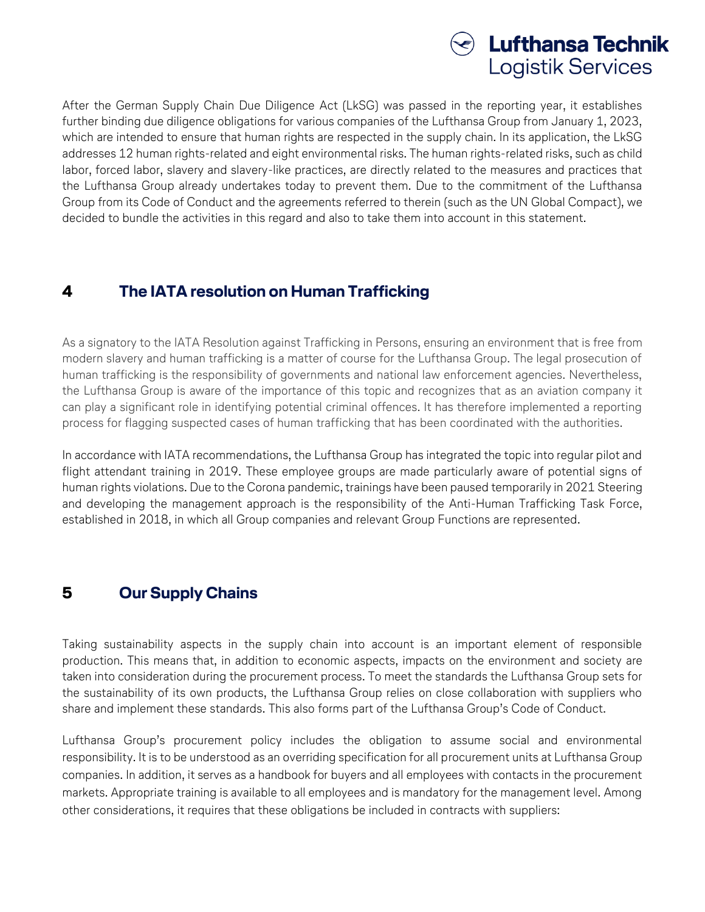After the German Supply Chain Due Diligence Act (LkSG) was passed in the reporting year, it establishes further binding due diligence obligations for various companies of the Lufthansa Group from January 1, 2023, which are intended to ensure that human rights are respected in the supply chain. In its application, the LkSG addresses 12 human rights-related and eight environmental risks. The human rights-related risks, such as child labor, forced labor, slavery and slavery-like practices, are directly related to the measures and practices that the Lufthansa Group already undertakes today to prevent them. Due to the commitment of the Lufthansa Group from its Code of Conduct and the agreements referred to therein (such as the UN Global Compact), we decided to bundle the activities in this regard and also to take them into account in this statement.

## 4 The IATA resolution on Human Trafficking

As a signatory to the IATA Resolution against Trafficking in Persons, ensuring an environment that is free from modern slavery and human trafficking is a matter of course for the Lufthansa Group. The legal prosecution of human trafficking is the responsibility of governments and national law enforcement agencies. Nevertheless, the Lufthansa Group is aware of the importance of this topic and recognizes that as an aviation company it can play a significant role in identifying potential criminal offences. It has therefore implemented a reporting process for flagging suspected cases of human trafficking that has been coordinated with the authorities.

In accordance with IATA recommendations, the Lufthansa Group has integrated the topic into regular pilot and flight attendant training in 2019. These employee groups are made particularly aware of potential signs of human rights violations. Due to the Corona pandemic, trainings have been paused temporarily in 2021 Steering and developing the management approach is the responsibility of the Anti-Human Trafficking Task Force, established in 2018, in which all Group companies and relevant Group Functions are represented.

## 5 Our Supply Chains

Taking sustainability aspects in the supply chain into account is an important element of responsible production. This means that, in addition to economic aspects, impacts on the environment and society are taken into consideration during the procurement process. To meet the standards the Lufthansa Group sets for the sustainability of its own products, the Lufthansa Group relies on close collaboration with suppliers who share and implement these standards. This also forms part of the Lufthansa Group's Code of Conduct.

Lufthansa Group's procurement policy includes the obligation to assume social and environmental responsibility. It is to be understood as an overriding specification for all procurement units at Lufthansa Group companies. In addition, it serves as a handbook for buyers and all employees with contacts in the procurement markets. Appropriate training is available to all employees and is mandatory for the management level. Among other considerations, it requires that these obligations be included in contracts with suppliers: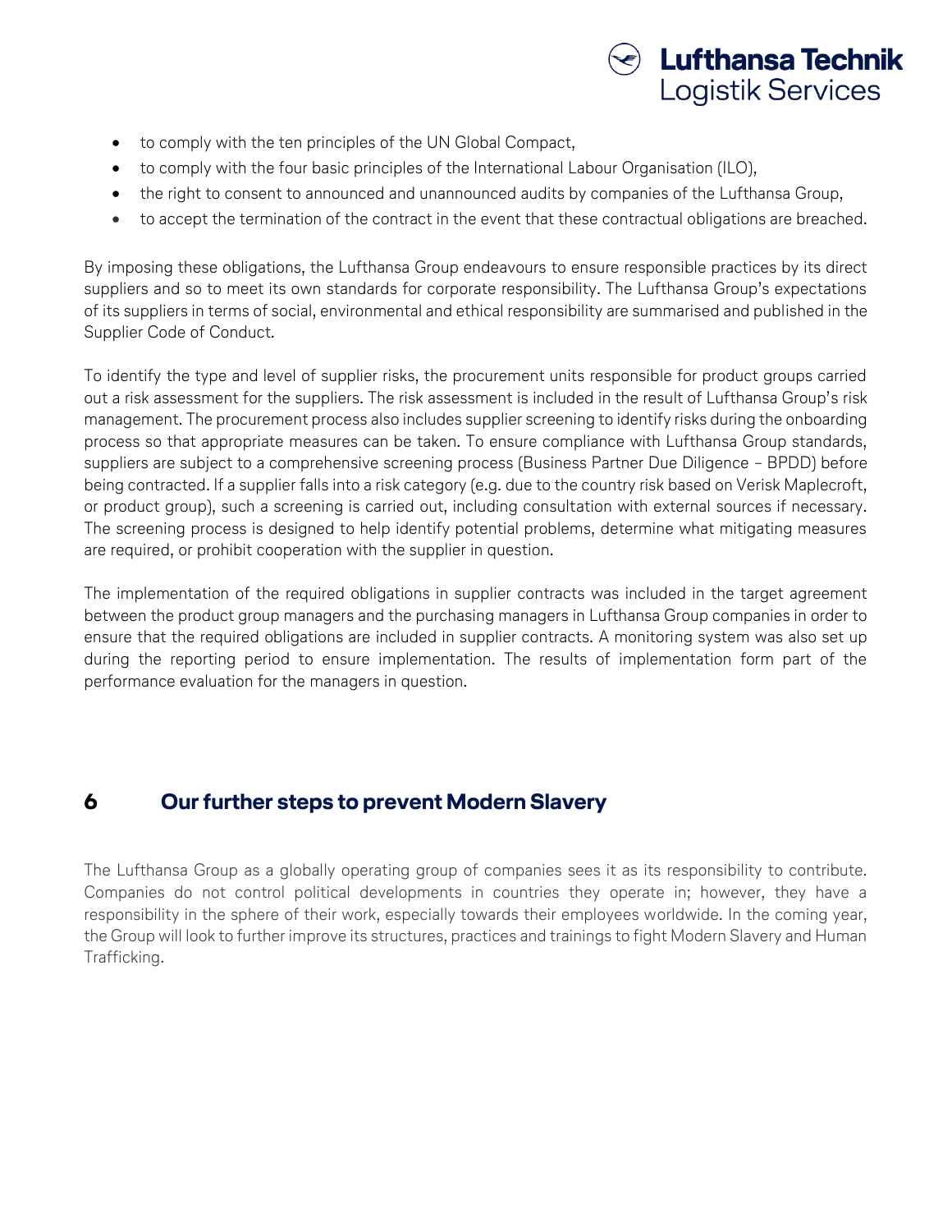- to comply with the ten principles of the UN Global Compact,
- to comply with the four basic principles of the International Labour Organisation (ILO),
- the right to consent to announced and unannounced audits by companies of the Lufthansa Group,
- to accept the termination of the contract in the event that these contractual obligations are breached.

By imposing these obligations, the Lufthansa Group endeavours to ensure responsible practices by its direct suppliers and so to meet its own standards for corporate responsibility. The Lufthansa Group's expectations of its suppliers in terms of social, environmental and ethical responsibility are summarised and published in the Supplier Code of Conduct.

To identify the type and level of supplier risks, the procurement units responsible for product groups carried out a risk assessment for the suppliers. The risk assessment is included in the result of Lufthansa Group's risk management. The procurement process also includes supplier screening to identify risks during the onboarding process so that appropriate measures can be taken. To ensure compliance with Lufthansa Group standards, suppliers are subject to a comprehensive screening process (Business Partner Due Diligence – BPDD) before being contracted. If a supplier falls into a risk category (e.g. due to the country risk based on Verisk Maplecroft, or product group), such a screening is carried out, including consultation with external sources if necessary. The screening process is designed to help identify potential problems, determine what mitigating measures are required, or prohibit cooperation with the supplier in question.

The implementation of the required obligations in supplier contracts was included in the target agreement between the product group managers and the purchasing managers in Lufthansa Group companies in order to ensure that the required obligations are included in supplier contracts. A monitoring system was also set up during the reporting period to ensure implementation. The results of implementation form part of the performance evaluation for the managers in question.

## 6 Our further steps to prevent Modern Slavery

The Lufthansa Group as a globally operating group of companies sees it as its responsibility to contribute. Companies do not control political developments in countries they operate in; however, they have a responsibility in the sphere of their work, especially towards their employees worldwide. In the coming year, the Group will look to further improve its structures, practices and trainings to fight Modern Slavery and Human Trafficking.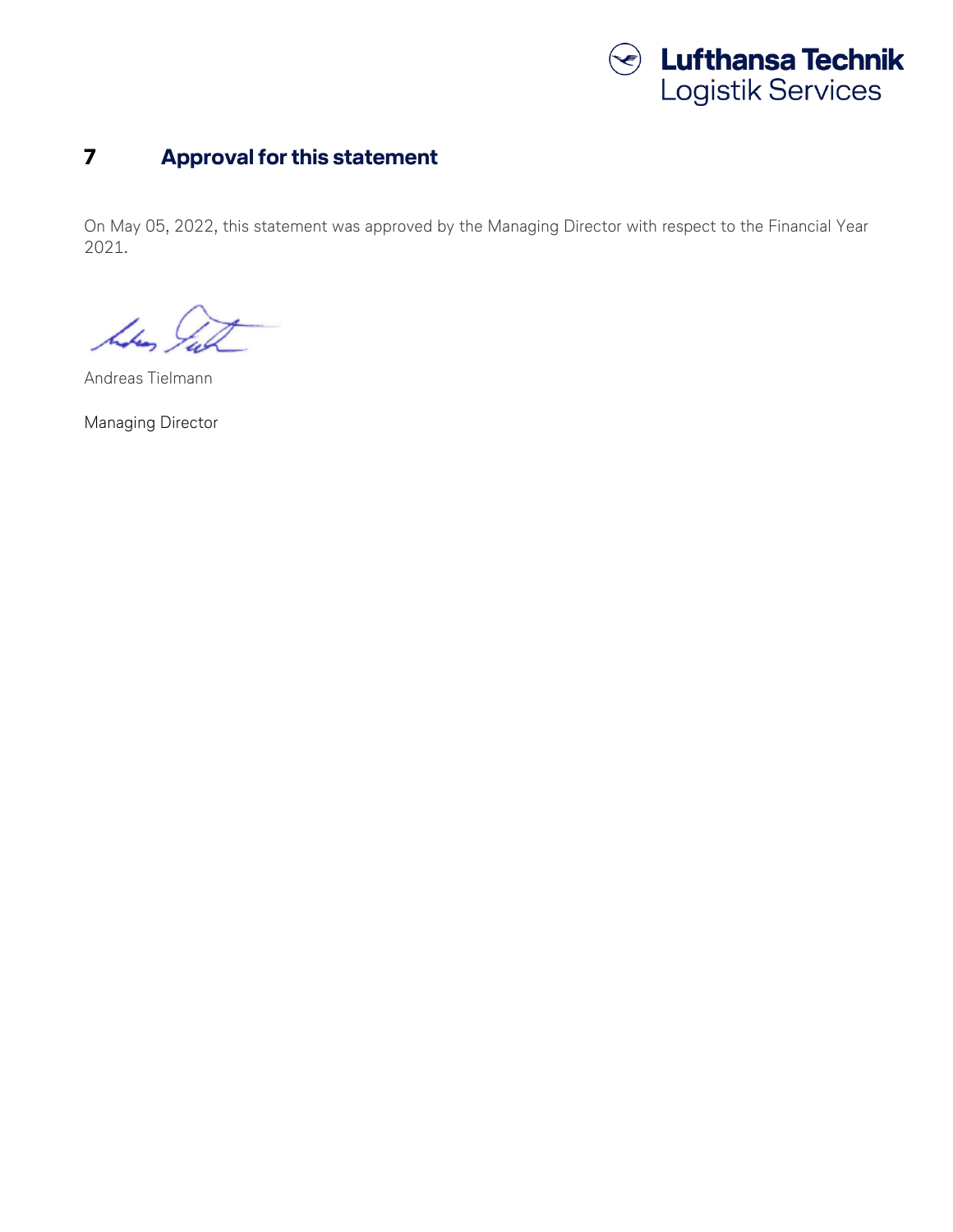## 7 Approval for this statement

On May 05, 2022, this statement was approved by the Managing Director with respect to the Financial Year 2021.

Andreas Tielmann

Managing Director